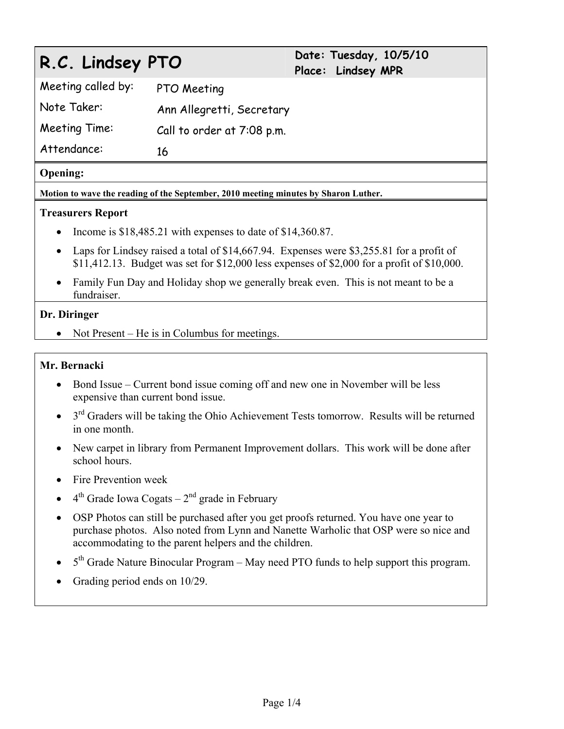# R.C. Lindsey PTO

**Date: Tuesday, 10/5/10**
**Place: Lindsey MPR**

| | |
|---|---|
| Meeting called by: | PTO Meeting |
| Note Taker: | Ann Allegretti, Secretary |
| Meeting Time: | Call to order at 7:08 p.m. |
| Attendance: | 16 |

## Opening:

**Motion to wave the reading of the September, 2010 meeting minutes by Sharon Luther.**

## Treasurers Report

- Income is $18,485.21 with expenses to date of $14,360.87.
- Laps for Lindsey raised a total of $14,667.94. Expenses were $3,255.81 for a profit of $11,412.13. Budget was set for $12,000 less expenses of $2,000 for a profit of $10,000.
- Family Fun Day and Holiday shop we generally break even. This is not meant to be a fundraiser.

## Dr. Diringer

- Not Present – He is in Columbus for meetings.

## Mr. Bernacki

- Bond Issue – Current bond issue coming off and new one in November will be less expensive than current bond issue.
- 3rd Graders will be taking the Ohio Achievement Tests tomorrow. Results will be returned in one month.
- New carpet in library from Permanent Improvement dollars. This work will be done after school hours.
- Fire Prevention week
- 4th Grade Iowa Cogats – 2nd grade in February
- OSP Photos can still be purchased after you get proofs returned. You have one year to purchase photos. Also noted from Lynn and Nanette Warholic that OSP were so nice and accommodating to the parent helpers and the children.
- 5th Grade Nature Binocular Program – May need PTO funds to help support this program.
- Grading period ends on 10/29.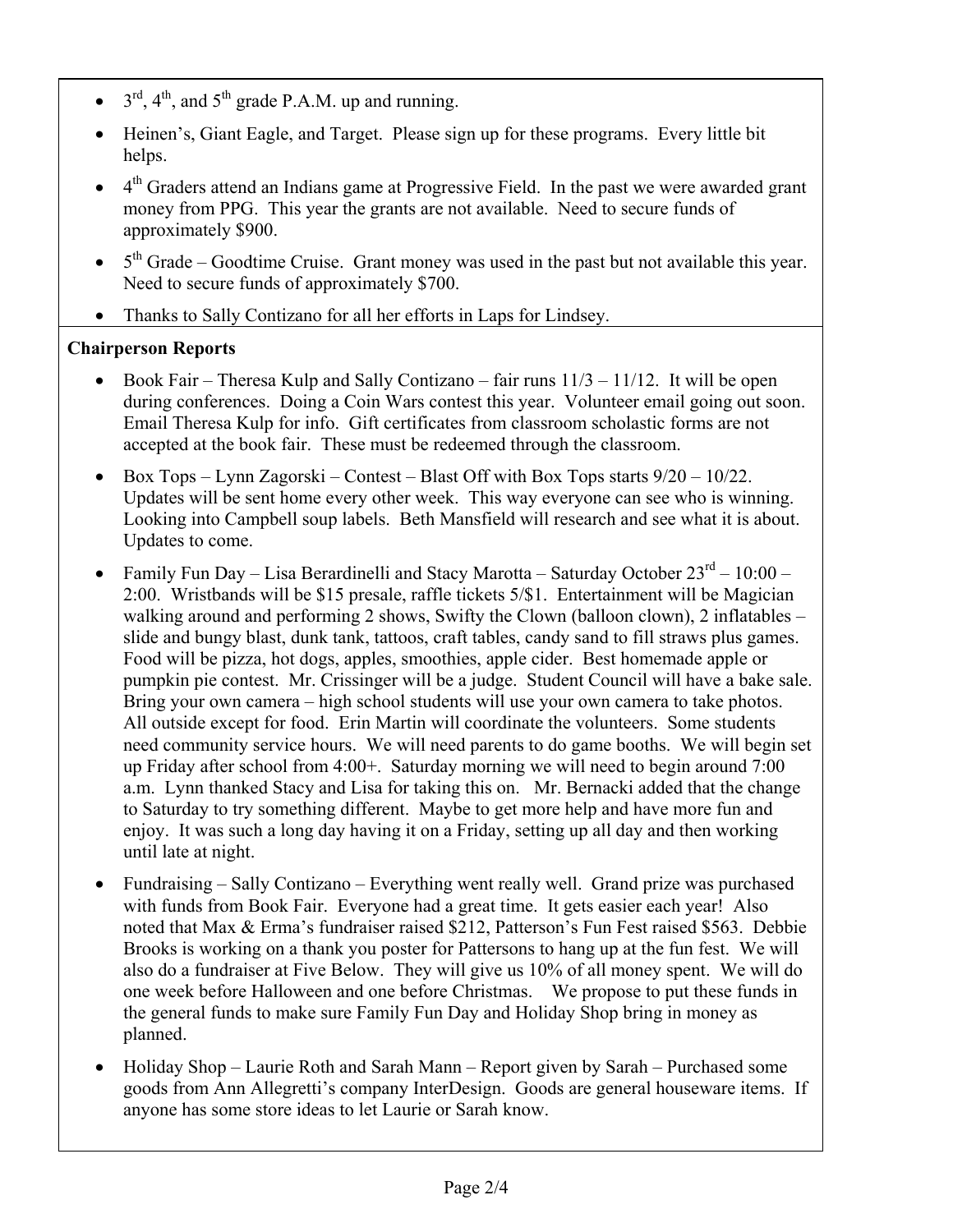- 3rd, 4th, and 5th grade P.A.M. up and running.
- Heinen's, Giant Eagle, and Target. Please sign up for these programs. Every little bit helps.
- 4th Graders attend an Indians game at Progressive Field. In the past we were awarded grant money from PPG. This year the grants are not available. Need to secure funds of approximately $900.
- 5th Grade – Goodtime Cruise. Grant money was used in the past but not available this year. Need to secure funds of approximately $700.
- Thanks to Sally Contizano for all her efforts in Laps for Lindsey.

**Chairperson Reports**

- Book Fair – Theresa Kulp and Sally Contizano – fair runs 11/3 – 11/12. It will be open during conferences. Doing a Coin Wars contest this year. Volunteer email going out soon. Email Theresa Kulp for info. Gift certificates from classroom scholastic forms are not accepted at the book fair. These must be redeemed through the classroom.
- Box Tops – Lynn Zagorski – Contest – Blast Off with Box Tops starts 9/20 – 10/22. Updates will be sent home every other week. This way everyone can see who is winning. Looking into Campbell soup labels. Beth Mansfield will research and see what it is about. Updates to come.
- Family Fun Day – Lisa Berardinelli and Stacy Marotta – Saturday October 23rd – 10:00 – 2:00. Wristbands will be $15 presale, raffle tickets 5/$1. Entertainment will be Magician walking around and performing 2 shows, Swifty the Clown (balloon clown), 2 inflatables – slide and bungy blast, dunk tank, tattoos, craft tables, candy sand to fill straws plus games. Food will be pizza, hot dogs, apples, smoothies, apple cider. Best homemade apple or pumpkin pie contest. Mr. Crissinger will be a judge. Student Council will have a bake sale. Bring your own camera – high school students will use your own camera to take photos. All outside except for food. Erin Martin will coordinate the volunteers. Some students need community service hours. We will need parents to do game booths. We will begin set up Friday after school from 4:00+. Saturday morning we will need to begin around 7:00 a.m. Lynn thanked Stacy and Lisa for taking this on. Mr. Bernacki added that the change to Saturday to try something different. Maybe to get more help and have more fun and enjoy. It was such a long day having it on a Friday, setting up all day and then working until late at night.
- Fundraising – Sally Contizano – Everything went really well. Grand prize was purchased with funds from Book Fair. Everyone had a great time. It gets easier each year! Also noted that Max & Erma's fundraiser raised $212, Patterson's Fun Fest raised $563. Debbie Brooks is working on a thank you poster for Pattersons to hang up at the fun fest. We will also do a fundraiser at Five Below. They will give us 10% of all money spent. We will do one week before Halloween and one before Christmas. We propose to put these funds in the general funds to make sure Family Fun Day and Holiday Shop bring in money as planned.
- Holiday Shop – Laurie Roth and Sarah Mann – Report given by Sarah – Purchased some goods from Ann Allegretti's company InterDesign. Goods are general houseware items. If anyone has some store ideas to let Laurie or Sarah know.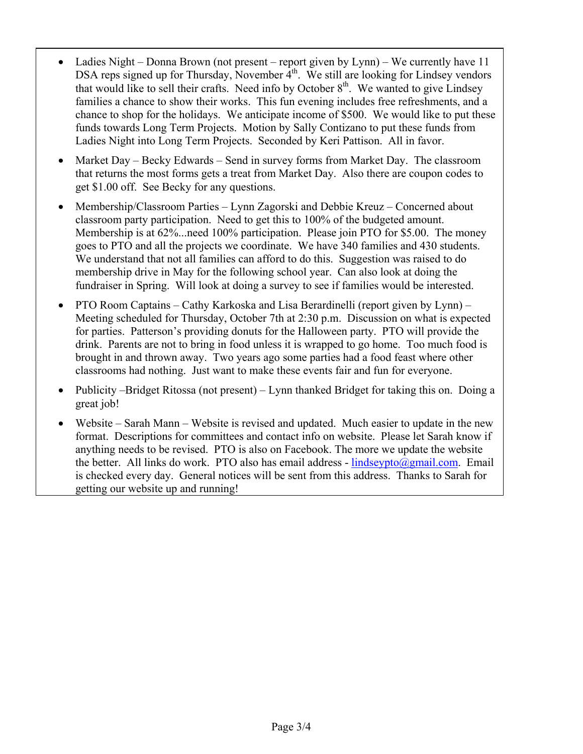- Ladies Night – Donna Brown (not present – report given by Lynn) – We currently have 11 DSA reps signed up for Thursday, November 4th. We still are looking for Lindsey vendors that would like to sell their crafts. Need info by October 8th. We wanted to give Lindsey families a chance to show their works. This fun evening includes free refreshments, and a chance to shop for the holidays. We anticipate income of $500. We would like to put these funds towards Long Term Projects. Motion by Sally Contizano to put these funds from Ladies Night into Long Term Projects. Seconded by Keri Pattison. All in favor.
- Market Day – Becky Edwards – Send in survey forms from Market Day. The classroom that returns the most forms gets a treat from Market Day. Also there are coupon codes to get $1.00 off. See Becky for any questions.
- Membership/Classroom Parties – Lynn Zagorski and Debbie Kreuz – Concerned about classroom party participation. Need to get this to 100% of the budgeted amount. Membership is at 62%...need 100% participation. Please join PTO for $5.00. The money goes to PTO and all the projects we coordinate. We have 340 families and 430 students. We understand that not all families can afford to do this. Suggestion was raised to do membership drive in May for the following school year. Can also look at doing the fundraiser in Spring. Will look at doing a survey to see if families would be interested.
- PTO Room Captains – Cathy Karkoska and Lisa Berardinelli (report given by Lynn) – Meeting scheduled for Thursday, October 7th at 2:30 p.m. Discussion on what is expected for parties. Patterson's providing donuts for the Halloween party. PTO will provide the drink. Parents are not to bring in food unless it is wrapped to go home. Too much food is brought in and thrown away. Two years ago some parties had a food feast where other classrooms had nothing. Just want to make these events fair and fun for everyone.
- Publicity –Bridget Ritossa (not present) – Lynn thanked Bridget for taking this on. Doing a great job!
- Website – Sarah Mann – Website is revised and updated. Much easier to update in the new format. Descriptions for committees and contact info on website. Please let Sarah know if anything needs to be revised. PTO is also on Facebook. The more we update the website the better. All links do work. PTO also has email address - lindseypto@gmail.com. Email is checked every day. General notices will be sent from this address. Thanks to Sarah for getting our website up and running!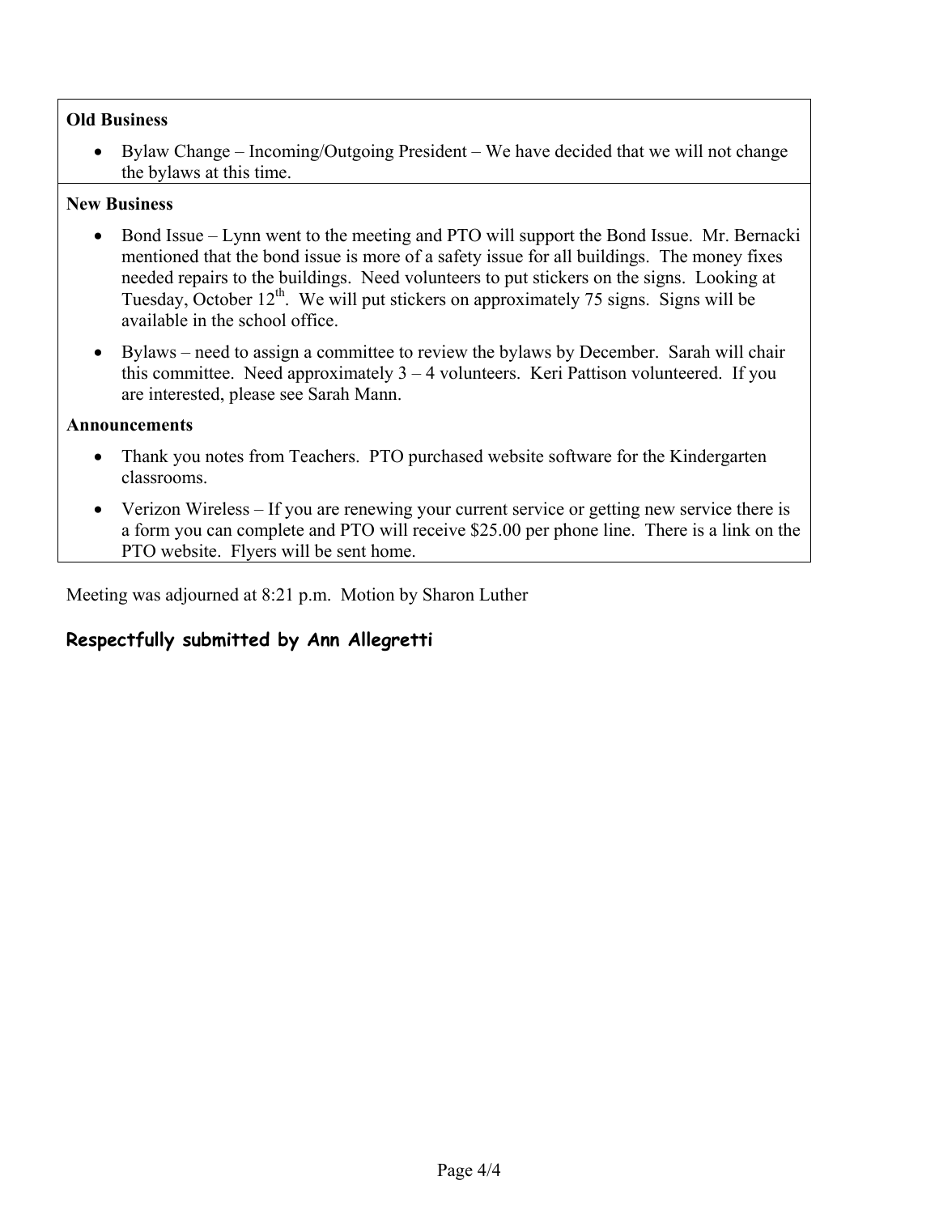**Old Business**

- Bylaw Change – Incoming/Outgoing President – We have decided that we will not change the bylaws at this time.

**New Business**

- Bond Issue – Lynn went to the meeting and PTO will support the Bond Issue. Mr. Bernacki mentioned that the bond issue is more of a safety issue for all buildings. The money fixes needed repairs to the buildings. Need volunteers to put stickers on the signs. Looking at Tuesday, October 12th. We will put stickers on approximately 75 signs. Signs will be available in the school office.
- Bylaws – need to assign a committee to review the bylaws by December. Sarah will chair this committee. Need approximately 3 – 4 volunteers. Keri Pattison volunteered. If you are interested, please see Sarah Mann.

**Announcements**

- Thank you notes from Teachers. PTO purchased website software for the Kindergarten classrooms.
- Verizon Wireless – If you are renewing your current service or getting new service there is a form you can complete and PTO will receive $25.00 per phone line. There is a link on the PTO website. Flyers will be sent home.

Meeting was adjourned at 8:21 p.m. Motion by Sharon Luther

**Respectfully submitted by Ann Allegretti**